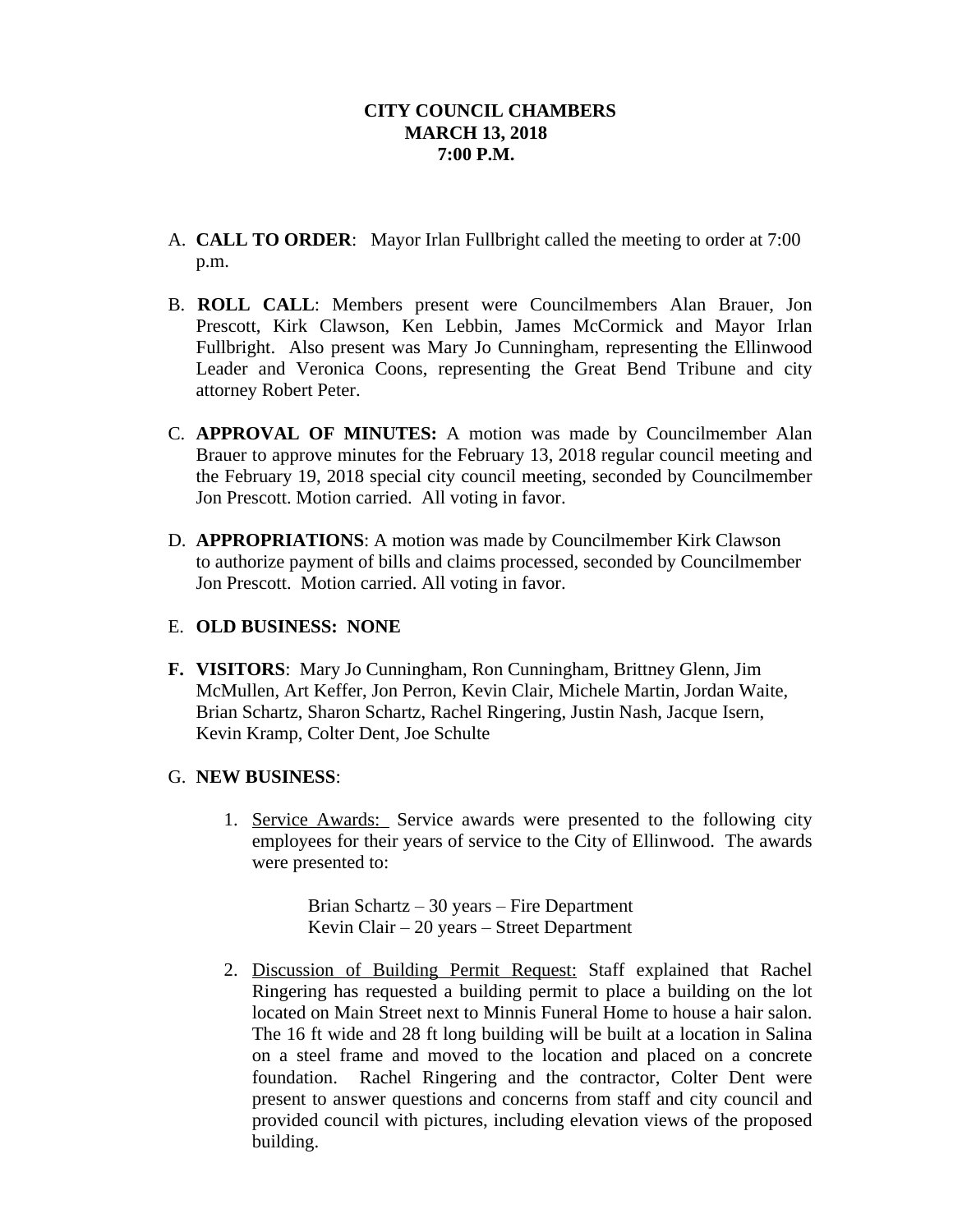**CITY COUNCIL CHAMBERS**
**MARCH 13, 2018**
**7:00 P.M.**

A. **CALL TO ORDER**: Mayor Irlan Fullbright called the meeting to order at 7:00 p.m.

B. **ROLL CALL**: Members present were Councilmembers Alan Brauer, Jon Prescott, Kirk Clawson, Ken Lebbin, James McCormick and Mayor Irlan Fullbright. Also present was Mary Jo Cunningham, representing the Ellinwood Leader and Veronica Coons, representing the Great Bend Tribune and city attorney Robert Peter.

C. **APPROVAL OF MINUTES:** A motion was made by Councilmember Alan Brauer to approve minutes for the February 13, 2018 regular council meeting and the February 19, 2018 special city council meeting, seconded by Councilmember Jon Prescott. Motion carried. All voting in favor.

D. **APPROPRIATIONS**: A motion was made by Councilmember Kirk Clawson to authorize payment of bills and claims processed, seconded by Councilmember Jon Prescott. Motion carried. All voting in favor.

E. **OLD BUSINESS: NONE**

F. **VISITORS**: Mary Jo Cunningham, Ron Cunningham, Brittney Glenn, Jim McMullen, Art Keffer, Jon Perron, Kevin Clair, Michele Martin, Jordan Waite, Brian Schartz, Sharon Schartz, Rachel Ringering, Justin Nash, Jacque Isern, Kevin Kramp, Colter Dent, Joe Schulte

G. **NEW BUSINESS**:

1. Service Awards: Service awards were presented to the following city employees for their years of service to the City of Ellinwood. The awards were presented to:

   Brian Schartz – 30 years – Fire Department
   Kevin Clair – 20 years – Street Department

2. Discussion of Building Permit Request: Staff explained that Rachel Ringering has requested a building permit to place a building on the lot located on Main Street next to Minnis Funeral Home to house a hair salon. The 16 ft wide and 28 ft long building will be built at a location in Salina on a steel frame and moved to the location and placed on a concrete foundation. Rachel Ringering and the contractor, Colter Dent were present to answer questions and concerns from staff and city council and provided council with pictures, including elevation views of the proposed building.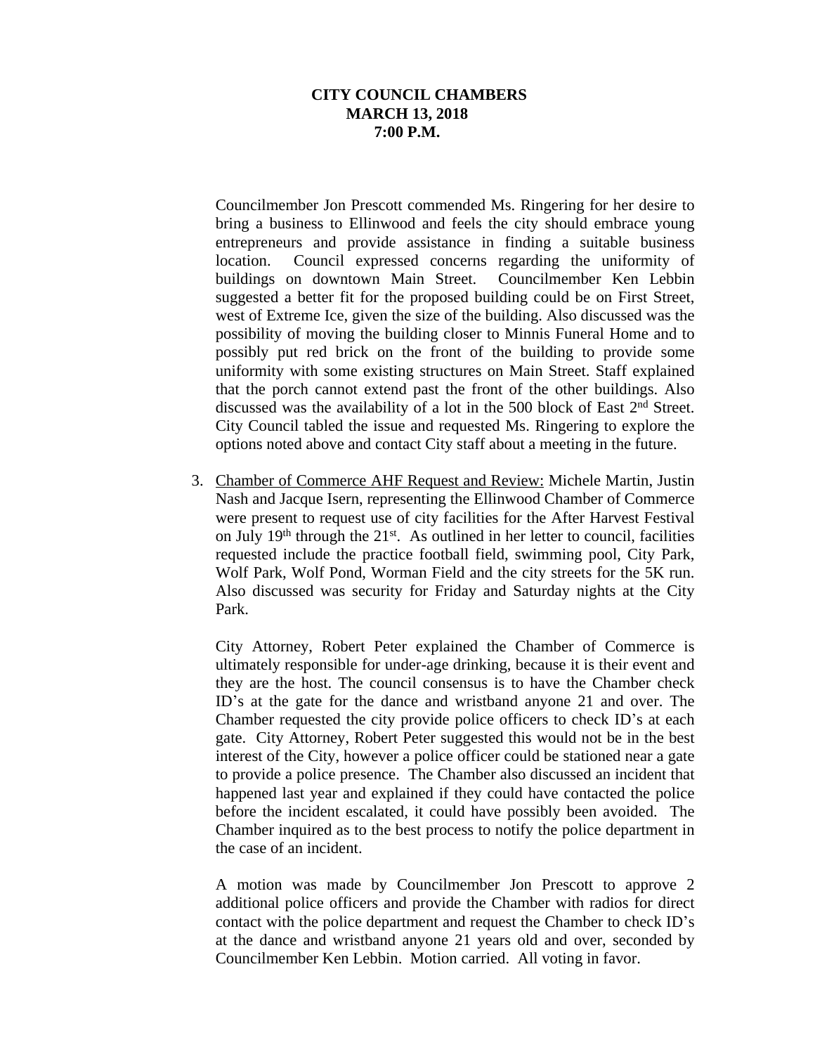**CITY COUNCIL CHAMBERS**
**MARCH 13, 2018**
**7:00 P.M.**

Councilmember Jon Prescott commended Ms. Ringering for her desire to bring a business to Ellinwood and feels the city should embrace young entrepreneurs and provide assistance in finding a suitable business location. Council expressed concerns regarding the uniformity of buildings on downtown Main Street. Councilmember Ken Lebbin suggested a better fit for the proposed building could be on First Street, west of Extreme Ice, given the size of the building. Also discussed was the possibility of moving the building closer to Minnis Funeral Home and to possibly put red brick on the front of the building to provide some uniformity with some existing structures on Main Street. Staff explained that the porch cannot extend past the front of the other buildings. Also discussed was the availability of a lot in the 500 block of East 2nd Street. City Council tabled the issue and requested Ms. Ringering to explore the options noted above and contact City staff about a meeting in the future.

3. Chamber of Commerce AHF Request and Review: Michele Martin, Justin Nash and Jacque Isern, representing the Ellinwood Chamber of Commerce were present to request use of city facilities for the After Harvest Festival on July 19th through the 21st. As outlined in her letter to council, facilities requested include the practice football field, swimming pool, City Park, Wolf Park, Wolf Pond, Worman Field and the city streets for the 5K run. Also discussed was security for Friday and Saturday nights at the City Park.

   City Attorney, Robert Peter explained the Chamber of Commerce is ultimately responsible for under-age drinking, because it is their event and they are the host. The council consensus is to have the Chamber check ID's at the gate for the dance and wristband anyone 21 and over. The Chamber requested the city provide police officers to check ID's at each gate. City Attorney, Robert Peter suggested this would not be in the best interest of the City, however a police officer could be stationed near a gate to provide a police presence. The Chamber also discussed an incident that happened last year and explained if they could have contacted the police before the incident escalated, it could have possibly been avoided. The Chamber inquired as to the best process to notify the police department in the case of an incident.

   A motion was made by Councilmember Jon Prescott to approve 2 additional police officers and provide the Chamber with radios for direct contact with the police department and request the Chamber to check ID's at the dance and wristband anyone 21 years old and over, seconded by Councilmember Ken Lebbin. Motion carried. All voting in favor.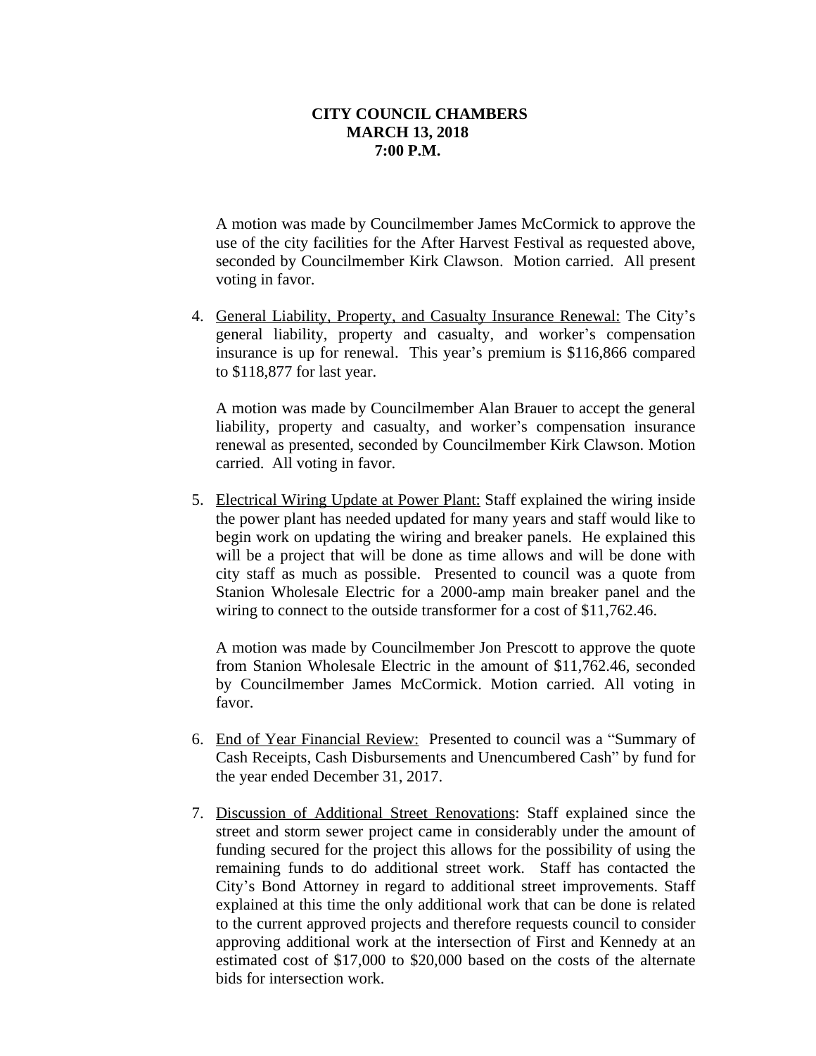**CITY COUNCIL CHAMBERS**
**MARCH 13, 2018**
**7:00 P.M.**

A motion was made by Councilmember James McCormick to approve the use of the city facilities for the After Harvest Festival as requested above, seconded by Councilmember Kirk Clawson. Motion carried. All present voting in favor.

4. General Liability, Property, and Casualty Insurance Renewal: The City's general liability, property and casualty, and worker's compensation insurance is up for renewal. This year's premium is $116,866 compared to $118,877 for last year.

   A motion was made by Councilmember Alan Brauer to accept the general liability, property and casualty, and worker's compensation insurance renewal as presented, seconded by Councilmember Kirk Clawson. Motion carried. All voting in favor.

5. Electrical Wiring Update at Power Plant: Staff explained the wiring inside the power plant has needed updated for many years and staff would like to begin work on updating the wiring and breaker panels. He explained this will be a project that will be done as time allows and will be done with city staff as much as possible. Presented to council was a quote from Stanion Wholesale Electric for a 2000-amp main breaker panel and the wiring to connect to the outside transformer for a cost of $11,762.46.

   A motion was made by Councilmember Jon Prescott to approve the quote from Stanion Wholesale Electric in the amount of $11,762.46, seconded by Councilmember James McCormick. Motion carried. All voting in favor.

6. End of Year Financial Review: Presented to council was a "Summary of Cash Receipts, Cash Disbursements and Unencumbered Cash" by fund for the year ended December 31, 2017.

7. Discussion of Additional Street Renovations: Staff explained since the street and storm sewer project came in considerably under the amount of funding secured for the project this allows for the possibility of using the remaining funds to do additional street work. Staff has contacted the City's Bond Attorney in regard to additional street improvements. Staff explained at this time the only additional work that can be done is related to the current approved projects and therefore requests council to consider approving additional work at the intersection of First and Kennedy at an estimated cost of $17,000 to $20,000 based on the costs of the alternate bids for intersection work.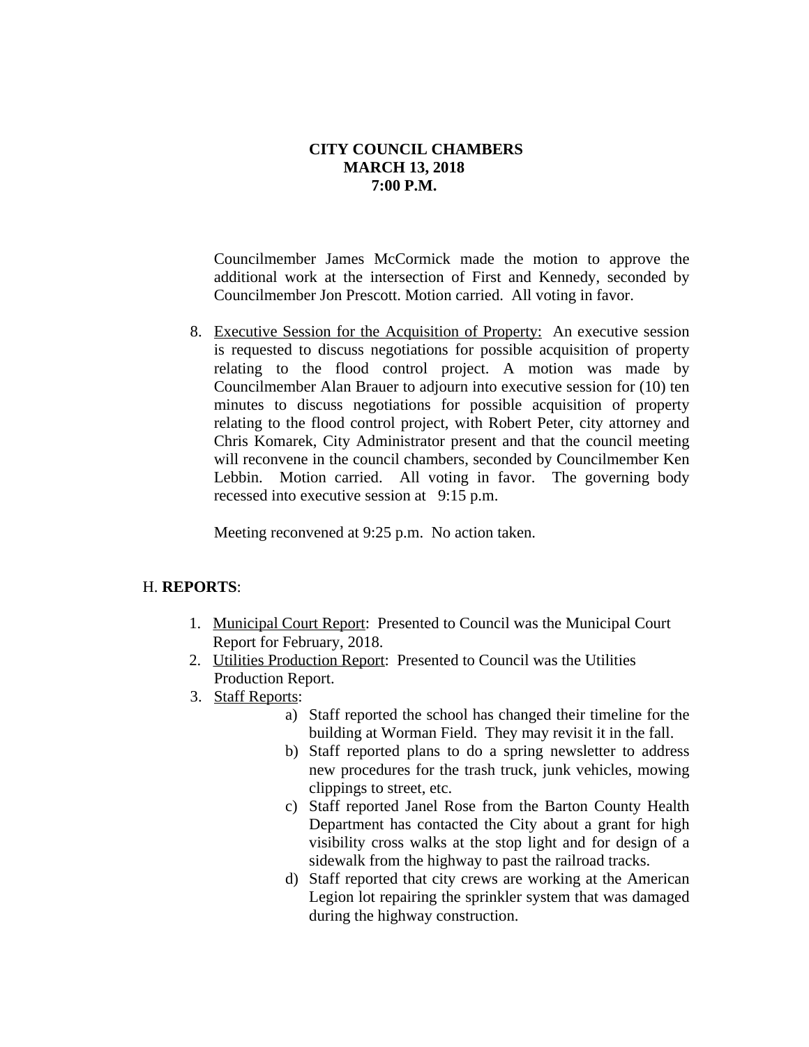**CITY COUNCIL CHAMBERS**
**MARCH 13, 2018**
**7:00 P.M.**

Councilmember James McCormick made the motion to approve the additional work at the intersection of First and Kennedy, seconded by Councilmember Jon Prescott. Motion carried. All voting in favor.

8. Executive Session for the Acquisition of Property: An executive session is requested to discuss negotiations for possible acquisition of property relating to the flood control project. A motion was made by Councilmember Alan Brauer to adjourn into executive session for (10) ten minutes to discuss negotiations for possible acquisition of property relating to the flood control project, with Robert Peter, city attorney and Chris Komarek, City Administrator present and that the council meeting will reconvene in the council chambers, seconded by Councilmember Ken Lebbin. Motion carried. All voting in favor. The governing body recessed into executive session at 9:15 p.m.

   Meeting reconvened at 9:25 p.m. No action taken.

H. **REPORTS**:

1. Municipal Court Report: Presented to Council was the Municipal Court Report for February, 2018.
2. Utilities Production Report: Presented to Council was the Utilities Production Report.
3. Staff Reports:
   a) Staff reported the school has changed their timeline for the building at Worman Field. They may revisit it in the fall.
   b) Staff reported plans to do a spring newsletter to address new procedures for the trash truck, junk vehicles, mowing clippings to street, etc.
   c) Staff reported Janel Rose from the Barton County Health Department has contacted the City about a grant for high visibility cross walks at the stop light and for design of a sidewalk from the highway to past the railroad tracks.
   d) Staff reported that city crews are working at the American Legion lot repairing the sprinkler system that was damaged during the highway construction.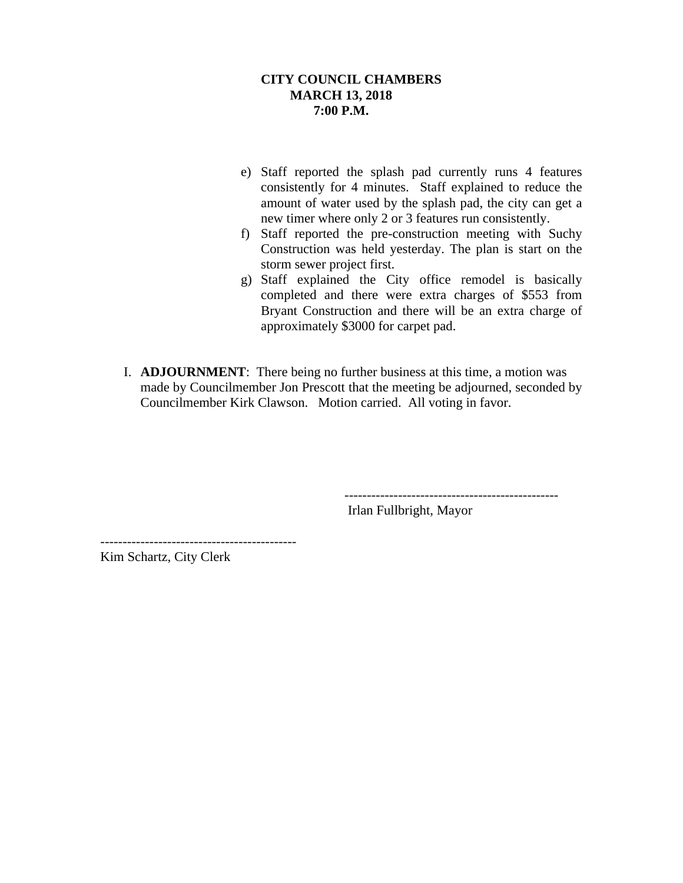**CITY COUNCIL CHAMBERS**
**MARCH 13, 2018**
**7:00 P.M.**

e) Staff reported the splash pad currently runs 4 features consistently for 4 minutes. Staff explained to reduce the amount of water used by the splash pad, the city can get a new timer where only 2 or 3 features run consistently.
f) Staff reported the pre-construction meeting with Suchy Construction was held yesterday. The plan is start on the storm sewer project first.
g) Staff explained the City office remodel is basically completed and there were extra charges of $553 from Bryant Construction and there will be an extra charge of approximately $3000 for carpet pad.

I. **ADJOURNMENT**: There being no further business at this time, a motion was made by Councilmember Jon Prescott that the meeting be adjourned, seconded by Councilmember Kirk Clawson. Motion carried. All voting in favor.

------------------------------------------------
Irlan Fullbright, Mayor

--------------------------------------------
Kim Schartz, City Clerk